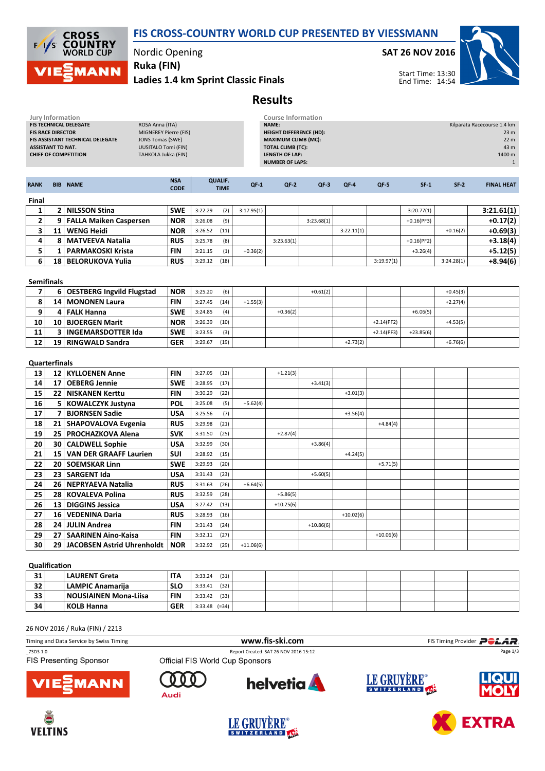# FIS CROSS-COUNTRY WORLD CUP PRESENTED BY VIESSMANN

Nordic Opening
**Ruka (FIN)**
**Ladies 1.4 km Sprint Classic Finals**

**SAT 26 NOV 2016**

Start Time: 13:30
End Time: 14:54

## Results

| Jury Information | |
|---|---|
| FIS TECHNICAL DELEGATE | ROSA Anna (ITA) |
| FIS RACE DIRECTOR | MIGNEREY Pierre (FIS) |
| FIS ASSISTANT TECHNICAL DELEGATE | JONS Tomas (SWE) |
| ASSISTANT TD NAT. | UUSITALO Tomi (FIN) |
| CHIEF OF COMPETITION | TAHKOLA Jukka (FIN) |

| Course Information | |
|---|---|
| NAME: | Kilparata Racecourse 1.4 km |
| HEIGHT DIFFERENCE (HD): | 23 m |
| MAXIMUM CLIMB (MC): | 22 m |
| TOTAL CLIMB (TC): | 43 m |
| LENGTH OF LAP: | 1400 m |
| NUMBER OF LAPS: | 1 |

| RANK | BIB | NAME | NSA CODE | QUALIF. TIME | | QF-1 | QF-2 | QF-3 | QF-4 | QF-5 | SF-1 | SF-2 | FINAL HEAT |
|---|---|---|---|---|---|---|---|---|---|---|---|---|---|
| **Final** | | | | | | | | | | | | | |
| 1 | 2 | NILSSON Stina | SWE | 3:22.29 | (2) | 3:17.95(1) | | | | | 3:20.77(1) | | 3:21.61(1) |
| 2 | 9 | FALLA Maiken Caspersen | NOR | 3:26.08 | (9) | | | 3:23.68(1) | | | +0.16(PF3) | | +0.17(2) |
| 3 | 11 | WENG Heidi | NOR | 3:26.52 | (11) | | | | 3:22.11(1) | | | +0.16(2) | +0.69(3) |
| 4 | 8 | MATVEEVA Natalia | RUS | 3:25.78 | (8) | | 3:23.63(1) | | | | +0.16(PF2) | | +3.18(4) |
| 5 | 1 | PARMAKOSKI Krista | FIN | 3:21.15 | (1) | +0.36(2) | | | | | +3.26(4) | | +5.12(5) |
| 6 | 18 | BELORUKOVA Yulia | RUS | 3:29.12 | (18) | | | | | 3:19.97(1) | | 3:24.28(1) | +8.94(6) |
| **Semifinals** | | | | | | | | | | | | | |
| 7 | 6 | OESTBERG Ingvild Flugstad | NOR | 3:25.20 | (6) | | | +0.61(2) | | | | +0.45(3) | |
| 8 | 14 | MONONEN Laura | FIN | 3:27.45 | (14) | +1.55(3) | | | | | | +2.27(4) | |
| 9 | 4 | FALK Hanna | SWE | 3:24.85 | (4) | | +0.36(2) | | | | +6.06(5) | | |
| 10 | 10 | BJOERGEN Marit | NOR | 3:26.39 | (10) | | | | | +2.14(PF2) | | +4.53(5) | |
| 11 | 3 | INGEMARSDOTTER Ida | SWE | 3:23.55 | (3) | | | | | +2.14(PF3) | +23.85(6) | | |
| 12 | 19 | RINGWALD Sandra | GER | 3:29.67 | (19) | | | | +2.73(2) | | | +6.76(6) | |
| **Quarterfinals** | | | | | | | | | | | | | |
| 13 | 12 | KYLLOENEN Anne | FIN | 3:27.05 | (12) | | +1.21(3) | | | | | | |
| 14 | 17 | OEBERG Jennie | SWE | 3:28.95 | (17) | | | +3.41(3) | | | | | |
| 15 | 22 | NISKANEN Kerttu | FIN | 3:30.29 | (22) | | | | +3.01(3) | | | | |
| 16 | 5 | KOWALCZYK Justyna | POL | 3:25.08 | (5) | +5.62(4) | | | | | | | |
| 17 | 7 | BJORNSEN Sadie | USA | 3:25.56 | (7) | | | | +3.56(4) | | | | |
| 18 | 21 | SHAPOVALOVA Evgenia | RUS | 3:29.98 | (21) | | | | | +4.84(4) | | | |
| 19 | 25 | PROCHAZKOVA Alena | SVK | 3:31.50 | (25) | | +2.87(4) | | | | | | |
| 20 | 30 | CALDWELL Sophie | USA | 3:32.99 | (30) | | | +3.86(4) | | | | | |
| 21 | 15 | VAN DER GRAAFF Laurien | SUI | 3:28.92 | (15) | | | | +4.24(5) | | | | |
| 22 | 20 | SOEMSKAR Linn | SWE | 3:29.93 | (20) | | | | | +5.71(5) | | | |
| 23 | 23 | SARGENT Ida | USA | 3:31.43 | (23) | | | +5.60(5) | | | | | |
| 24 | 26 | NEPRYAEVA Natalia | RUS | 3:31.63 | (26) | +6.64(5) | | | | | | | |
| 25 | 28 | KOVALEVA Polina | RUS | 3:32.59 | (28) | | +5.86(5) | | | | | | |
| 26 | 13 | DIGGINS Jessica | USA | 3:27.42 | (13) | | +10.25(6) | | | | | | |
| 27 | 16 | VEDENINA Daria | RUS | 3:28.93 | (16) | | | | +10.02(6) | | | | |
| 28 | 24 | JULIN Andrea | FIN | 3:31.43 | (24) | | | +10.86(6) | | | | | |
| 29 | 27 | SAARINEN Aino-Kaisa | FIN | 3:32.11 | (27) | | | | | +10.06(6) | | | |
| 30 | 29 | JACOBSEN Astrid Uhrenholdt | NOR | 3:32.92 | (29) | +11.06(6) | | | | | | | |
| **Qualification** | | | | | | | | | | | | | |
| 31 | | LAURENT Greta | ITA | 3:33.24 | (31) | | | | | | | | |
| 32 | | LAMPIC Anamarija | SLO | 3:33.41 | (32) | | | | | | | | |
| 33 | | NOUSIAINEN Mona-Liisa | FIN | 3:33.42 | (33) | | | | | | | | |
| 34 | | KOLB Hanna | GER | 3:33.48 | (=34) | | | | | | | | |

26 NOV 2016 / Ruka (FIN) / 2213

Timing and Data Service by Swiss Timing — www.fis-ski.com — FIS Timing Provider POLAR

_73D3 1.0 — Report Created SAT 26 NOV 2016 15:12

FIS Presenting Sponsor: VIESSMANN

Official FIS World Cup Sponsors: Audi, helvetia, LE GRUYÈRE SWITZERLAND AOP, LIQUI MOLY, VELTINS, EXTRA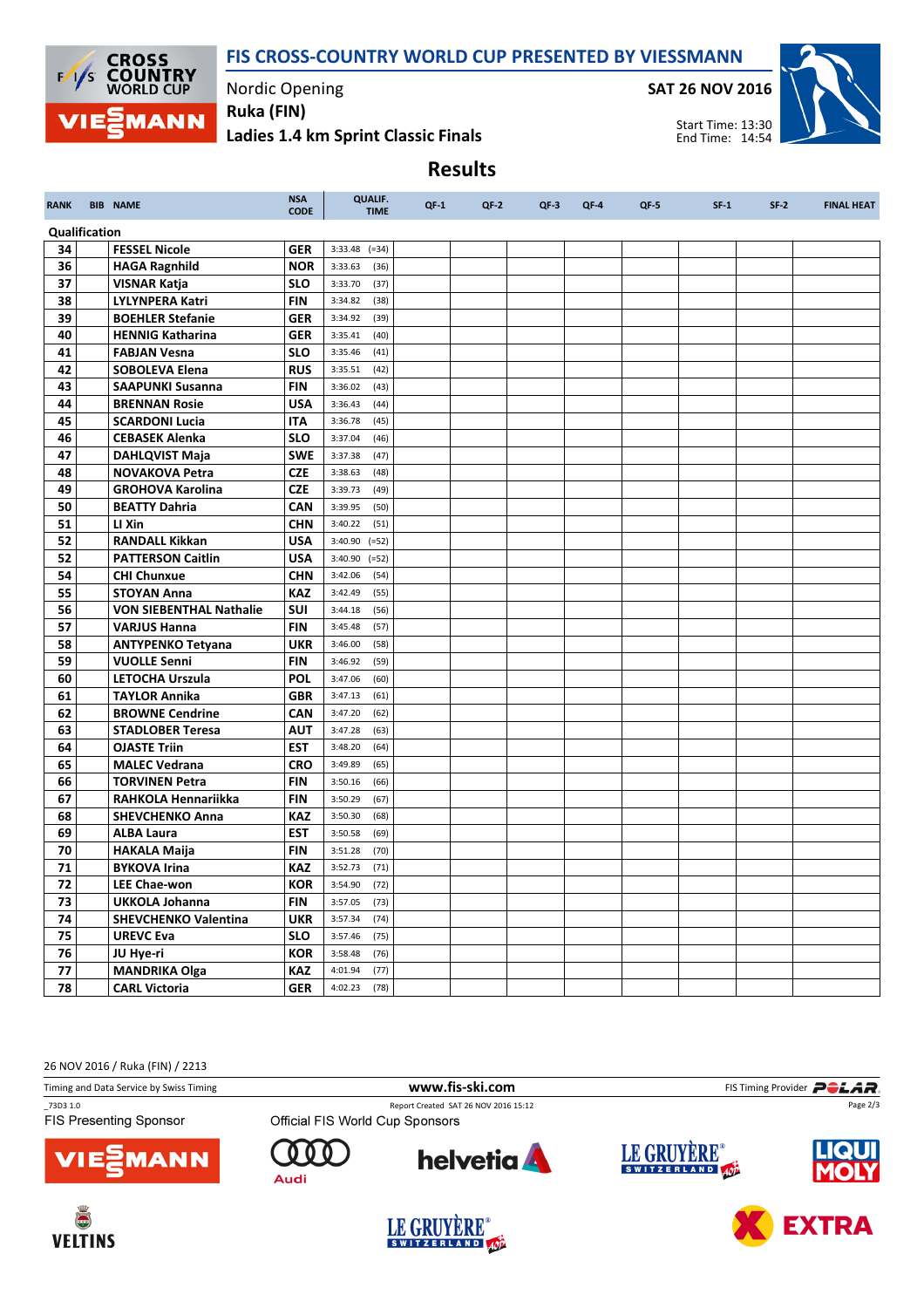# FIS CROSS-COUNTRY WORLD CUP PRESENTED BY VIESSMANN

Nordic Opening
Ruka (FIN)
Ladies 1.4 km Sprint Classic Finals

SAT 26 NOV 2016

Start Time: 13:30
End Time: 14:54

## Results

| RANK | BIB | NAME | NSA CODE | QUALIF. TIME | QF-1 | QF-2 | QF-3 | QF-4 | QF-5 | SF-1 | SF-2 | FINAL HEAT |
|---|---|---|---|---|---|---|---|---|---|---|---|---|
| **Qualification** | | | | | | | | | | | | |
| 34 | | FESSEL Nicole | GER | 3:33.48 (=34) | | | | | | | | |
| 36 | | HAGA Ragnhild | NOR | 3:33.63 (36) | | | | | | | | |
| 37 | | VISNAR Katja | SLO | 3:33.70 (37) | | | | | | | | |
| 38 | | LYLYNPERA Katri | FIN | 3:34.82 (38) | | | | | | | | |
| 39 | | BOEHLER Stefanie | GER | 3:34.92 (39) | | | | | | | | |
| 40 | | HENNIG Katharina | GER | 3:35.41 (40) | | | | | | | | |
| 41 | | FABJAN Vesna | SLO | 3:35.46 (41) | | | | | | | | |
| 42 | | SOBOLEVA Elena | RUS | 3:35.51 (42) | | | | | | | | |
| 43 | | SAAPUNKI Susanna | FIN | 3:36.02 (43) | | | | | | | | |
| 44 | | BRENNAN Rosie | USA | 3:36.43 (44) | | | | | | | | |
| 45 | | SCARDONI Lucia | ITA | 3:36.78 (45) | | | | | | | | |
| 46 | | CEBASEK Alenka | SLO | 3:37.04 (46) | | | | | | | | |
| 47 | | DAHLQVIST Maja | SWE | 3:37.38 (47) | | | | | | | | |
| 48 | | NOVAKOVA Petra | CZE | 3:38.63 (48) | | | | | | | | |
| 49 | | GROHOVA Karolina | CZE | 3:39.73 (49) | | | | | | | | |
| 50 | | BEATTY Dahria | CAN | 3:39.95 (50) | | | | | | | | |
| 51 | | LI Xin | CHN | 3:40.22 (51) | | | | | | | | |
| 52 | | RANDALL Kikkan | USA | 3:40.90 (=52) | | | | | | | | |
| 52 | | PATTERSON Caitlin | USA | 3:40.90 (=52) | | | | | | | | |
| 54 | | CHI Chunxue | CHN | 3:42.06 (54) | | | | | | | | |
| 55 | | STOYAN Anna | KAZ | 3:42.49 (55) | | | | | | | | |
| 56 | | VON SIEBENTHAL Nathalie | SUI | 3:44.18 (56) | | | | | | | | |
| 57 | | VARJUS Hanna | FIN | 3:45.48 (57) | | | | | | | | |
| 58 | | ANTYPENKO Tetyana | UKR | 3:46.00 (58) | | | | | | | | |
| 59 | | VUOLLE Senni | FIN | 3:46.92 (59) | | | | | | | | |
| 60 | | LETOCHA Urszula | POL | 3:47.06 (60) | | | | | | | | |
| 61 | | TAYLOR Annika | GBR | 3:47.13 (61) | | | | | | | | |
| 62 | | BROWNE Cendrine | CAN | 3:47.20 (62) | | | | | | | | |
| 63 | | STADLOBER Teresa | AUT | 3:47.28 (63) | | | | | | | | |
| 64 | | OJASTE Triin | EST | 3:48.20 (64) | | | | | | | | |
| 65 | | MALEC Vedrana | CRO | 3:49.89 (65) | | | | | | | | |
| 66 | | TORVINEN Petra | FIN | 3:50.16 (66) | | | | | | | | |
| 67 | | RAHKOLA Hennariikka | FIN | 3:50.29 (67) | | | | | | | | |
| 68 | | SHEVCHENKO Anna | KAZ | 3:50.30 (68) | | | | | | | | |
| 69 | | ALBA Laura | EST | 3:50.58 (69) | | | | | | | | |
| 70 | | HAKALA Maija | FIN | 3:51.28 (70) | | | | | | | | |
| 71 | | BYKOVA Irina | KAZ | 3:52.73 (71) | | | | | | | | |
| 72 | | LEE Chae-won | KOR | 3:54.90 (72) | | | | | | | | |
| 73 | | UKKOLA Johanna | FIN | 3:57.05 (73) | | | | | | | | |
| 74 | | SHEVCHENKO Valentina | UKR | 3:57.34 (74) | | | | | | | | |
| 75 | | UREVC Eva | SLO | 3:57.46 (75) | | | | | | | | |
| 76 | | JU Hye-ri | KOR | 3:58.48 (76) | | | | | | | | |
| 77 | | MANDRIKA Olga | KAZ | 4:01.94 (77) | | | | | | | | |
| 78 | | CARL Victoria | GER | 4:02.23 (78) | | | | | | | | |

26 NOV 2016 / Ruka (FIN) / 2213

Timing and Data Service by Swiss Timing — www.fis-ski.com — FIS Timing Provider POLAR

_73D3 1.0 — Report Created SAT 26 NOV 2016 15:12

FIS Presenting Sponsor — Official FIS World Cup Sponsors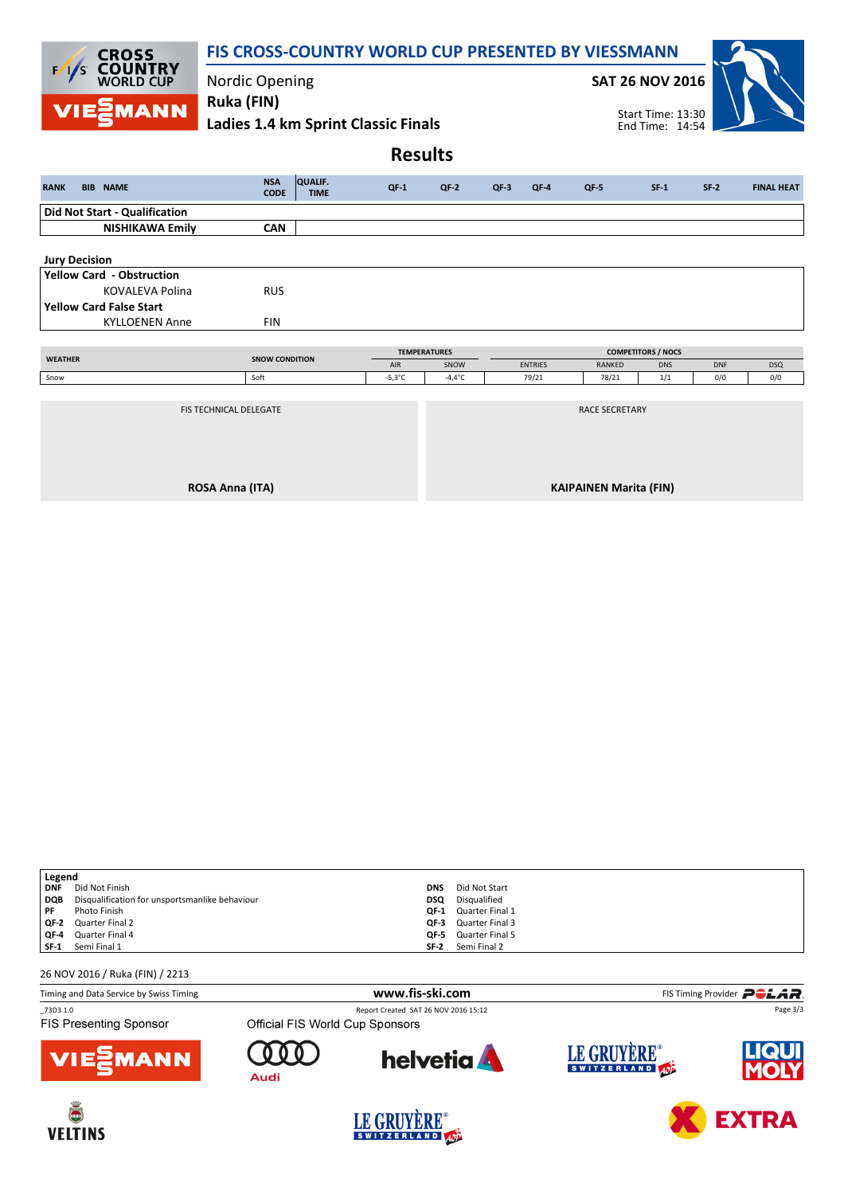# FIS CROSS-COUNTRY WORLD CUP PRESENTED BY VIESSMANN

Nordic Opening

Ruka (FIN)

**SAT 26 NOV 2016**

## Ladies 1.4 km Sprint Classic Finals

Start Time: 13:30
End Time: 14:54

## Results

| RANK | BIB | NAME | NSA CODE | QUALIF. TIME | QF-1 | QF-2 | QF-3 | QF-4 | QF-5 | SF-1 | SF-2 | FINAL HEAT |
|---|---|---|---|---|---|---|---|---|---|---|---|---|
| **Did Not Start - Qualification** | | | | | | | | | | | | |
| | | **NISHIKAWA Emily** | **CAN** | | | | | | | | | |

**Jury Decision**

| | |
|---|---|
| **Yellow Card - Obstruction** | |
| KOVALEVA Polina | RUS |
| **Yellow Card False Start** | |
| KYLLOENEN Anne | FIN |

| WEATHER | SNOW CONDITION | TEMPERATURES | | COMPETITORS / NOCS | | | | |
|---|---|---|---|---|---|---|---|---|
| | | AIR | SNOW | ENTRIES | RANKED | DNS | DNF | DSQ |
| Snow | Soft | -5,3°C | -4,4°C | 79/21 | 78/21 | 1/1 | 0/0 | 0/0 |

| FIS TECHNICAL DELEGATE | RACE SECRETARY |
|---|---|
| **ROSA Anna (ITA)** | **KAIPAINEN Marita (FIN)** |

**Legend**

| | | | |
|---|---|---|---|
| **DNF** | Did Not Finish | **DNS** | Did Not Start |
| **DQB** | Disqualification for unsportsmanlike behaviour | **DSQ** | Disqualified |
| **PF** | Photo Finish | **QF-1** | Quarter Final 1 |
| **QF-2** | Quarter Final 2 | **QF-3** | Quarter Final 3 |
| **QF-4** | Quarter Final 4 | **QF-5** | Quarter Final 5 |
| **SF-1** | Semi Final 1 | **SF-2** | Semi Final 2 |

26 NOV 2016 / Ruka (FIN) / 2213

Timing and Data Service by Swiss Timing — www.fis-ski.com — FIS Timing Provider POLAR

_73D3 1.0 — Report Created SAT 26 NOV 2016 15:12

FIS Presenting Sponsor: VIESSMANN

Official FIS World Cup Sponsors: Audi, helvetia, LE GRUYÈRE SWITZERLAND AOP, LIQUI MOLY, VELTINS, LE GRUYÈRE SWITZERLAND AOP, EXTRA